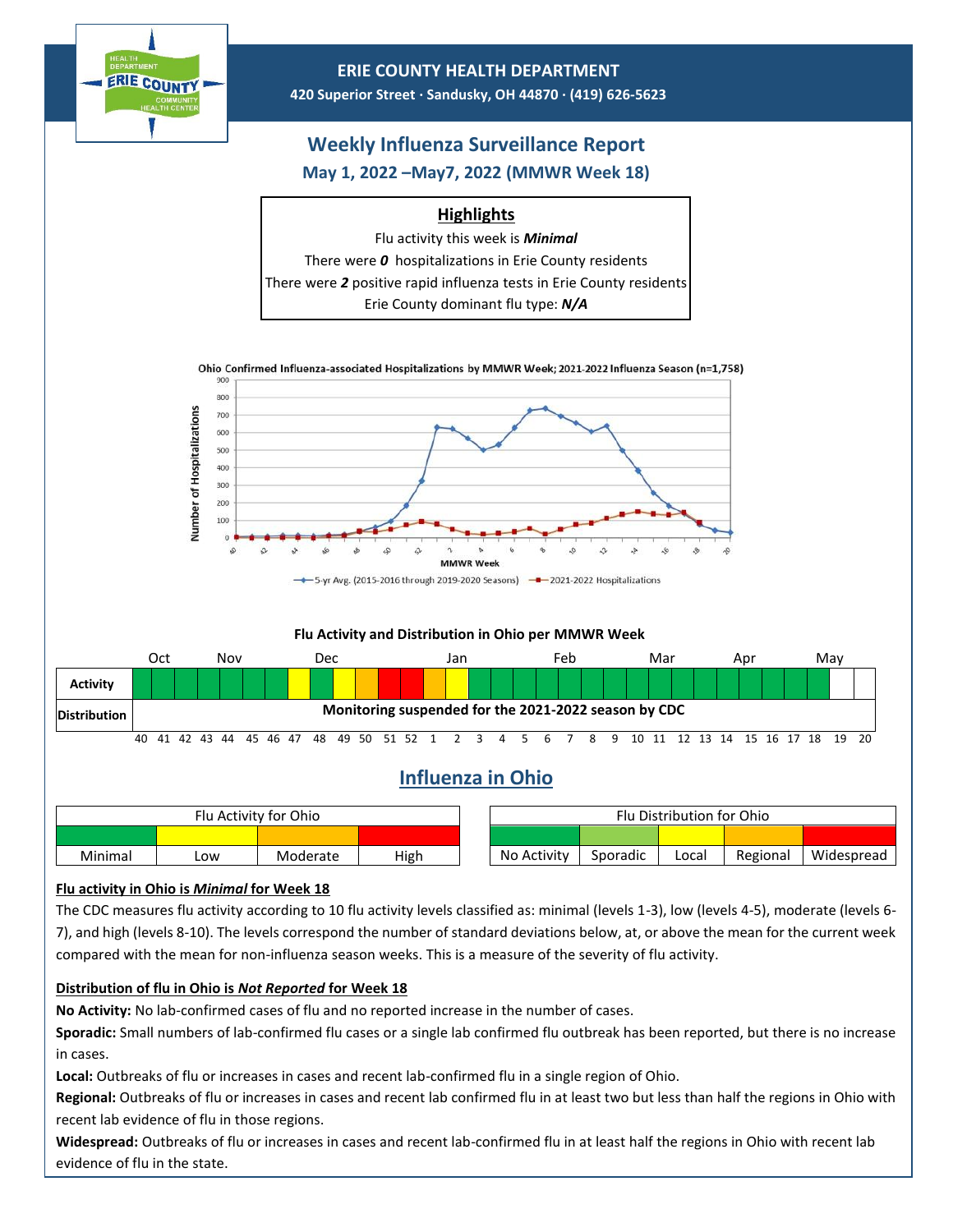# ERIE COUNTY HEALTH DEPARTMENT

**420 Superior Street · Sandusky, OH 44870 · (419) 626-5623**

## Weekly Influenza Surveillance Report

### May 1, 2022 –May7, 2022 (MMWR Week 18)

**Highlights**

Flu activity this week is ***Minimal***

There were ***0*** hospitalizations in Erie County residents

There were ***2*** positive rapid influenza tests in Erie County residents

Erie County dominant flu type: ***N/A***

Ohio Confirmed Influenza-associated Hospitalizations by MMWR Week; 2021-2022 Influenza Season (n=1,758)

Number of Hospitalizations

0
100
200
300
400
500
600
700
800
900

40 42 44 46 48 50 52 2 4 6 8 10 12 14 16 18 20

MMWR Week

5-yr Avg. (2015-2016 through 2019-2020 Seasons)
2021-2022 Hospitalizations

**Flu Activity and Distribution in Ohio per MMWR Week**

Oct Nov Dec Jan Feb Mar Apr May

Activity

Distribution: Monitoring suspended for the 2021-2022 season by CDC

40 41 42 43 44 45 46 47 48 49 50 51 52 1 2 3 4 5 6 7 8 9 10 11 12 13 14 15 16 17 18 19 20

## Influenza in Ohio

| Flu Activity for Ohio | | | |
|---|---|---|---|
| Minimal | Low | Moderate | High |

| Flu Distribution for Ohio | | | | |
|---|---|---|---|---|
| No Activity | Sporadic | Local | Regional | Widespread |

**Flu activity in Ohio is *Minimal* for Week 18**

The CDC measures flu activity according to 10 flu activity levels classified as: minimal (levels 1-3), low (levels 4-5), moderate (levels 6-7), and high (levels 8-10). The levels correspond the number of standard deviations below, at, or above the mean for the current week compared with the mean for non-influenza season weeks. This is a measure of the severity of flu activity.

**Distribution of flu in Ohio is *Not Reported* for Week 18**

**No Activity:** No lab-confirmed cases of flu and no reported increase in the number of cases.

**Sporadic:** Small numbers of lab-confirmed flu cases or a single lab confirmed flu outbreak has been reported, but there is no increase in cases.

**Local:** Outbreaks of flu or increases in cases and recent lab-confirmed flu in a single region of Ohio.

**Regional:** Outbreaks of flu or increases in cases and recent lab confirmed flu in at least two but less than half the regions in Ohio with recent lab evidence of flu in those regions.

**Widespread:** Outbreaks of flu or increases in cases and recent lab-confirmed flu in at least half the regions in Ohio with recent lab evidence of flu in the state.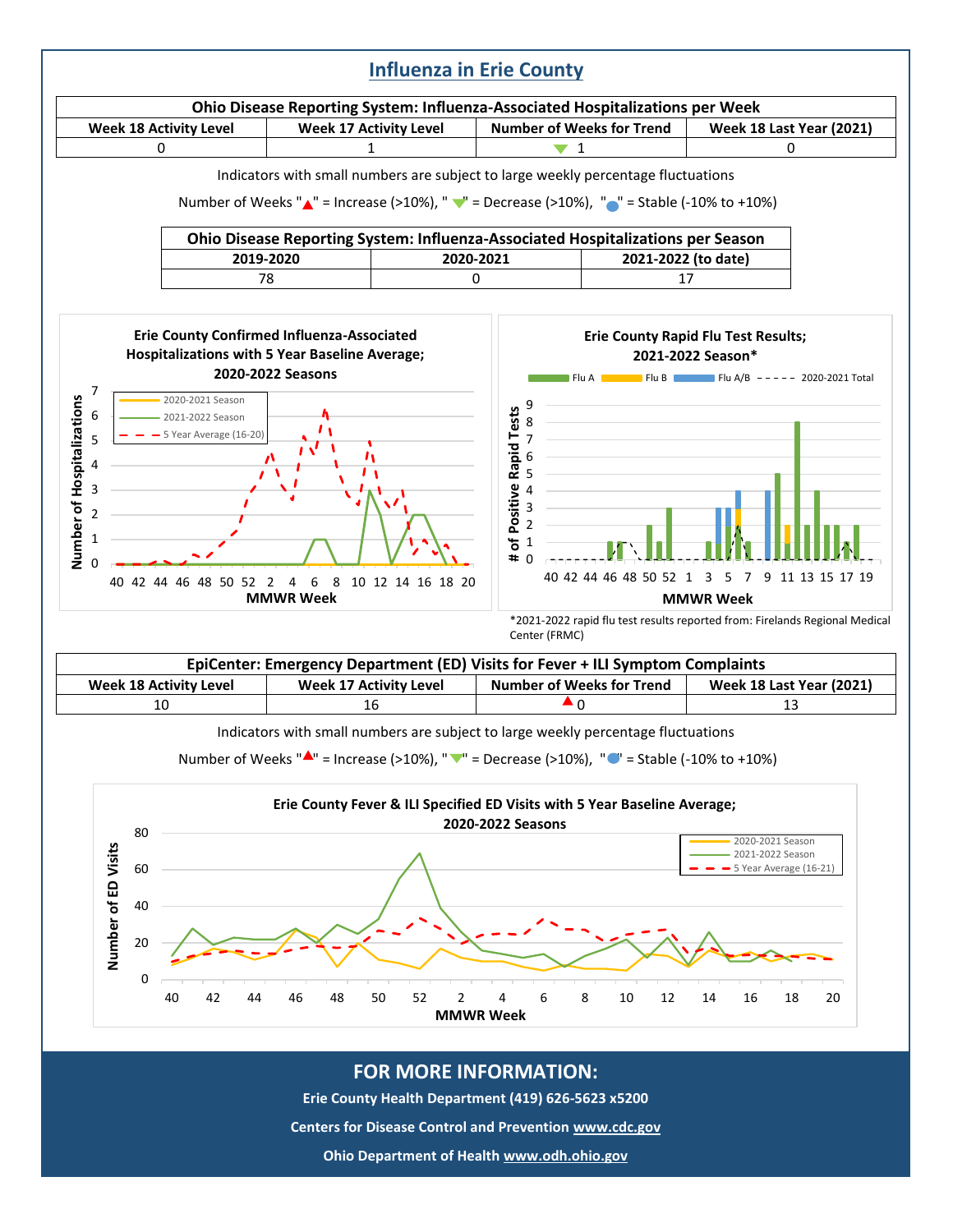## Influenza in Erie County

| Ohio Disease Reporting System: Influenza-Associated Hospitalizations per Week | | | |
|---|---|---|---|
| **Week 18 Activity Level** | **Week 17 Activity Level** | **Number of Weeks for Trend** | **Week 18 Last Year (2021)** |
| 0 | 1 | ▼ 1 | 0 |

Indicators with small numbers are subject to large weekly percentage fluctuations

Number of Weeks "▲" = Increase (>10%), "▼" = Decrease (>10%), "●" = Stable (-10% to +10%)

| Ohio Disease Reporting System: Influenza-Associated Hospitalizations per Season | | |
|---|---|---|
| **2019-2020** | **2020-2021** | **2021-2022 (to date)** |
| 78 | 0 | 17 |

**Erie County Confirmed Influenza-Associated Hospitalizations with 5 Year Baseline Average; 2020-2022 Seasons**

Number of Hospitalizations

0 1 2 3 4 5 6 7

40 42 44 46 48 50 52 2 4 6 8 10 12 14 16 18 20

MMWR Week

2020-2021 Season
2021-2022 Season
5 Year Average (16-20)

**Erie County Rapid Flu Test Results; 2021-2022 Season***

Flu A, Flu B, Flu A/B, 2020-2021 Total

# of Positive Rapid Tests

0 1 2 3 4 5 6 7 8 9

40 42 44 46 48 50 52 1 3 5 7 9 11 13 15 17 19

MMWR Week

*2021-2022 rapid flu test results reported from: Firelands Regional Medical Center (FRMC)

| EpiCenter: Emergency Department (ED) Visits for Fever + ILI Symptom Complaints | | | |
|---|---|---|---|
| **Week 18 Activity Level** | **Week 17 Activity Level** | **Number of Weeks for Trend** | **Week 18 Last Year (2021)** |
| 10 | 16 | ▲ 0 | 13 |

Indicators with small numbers are subject to large weekly percentage fluctuations

Number of Weeks "▲" = Increase (>10%), "▼" = Decrease (>10%), "●" = Stable (-10% to +10%)

**Erie County Fever & ILI Specified ED Visits with 5 Year Baseline Average; 2020-2022 Seasons**

Number of ED Visits

0 20 40 60 80

40 42 44 46 48 50 52 2 4 6 8 10 12 14 16 18 20

MMWR Week

2020-2021 Season
2021-2022 Season
5 Year Average (16-21)

### FOR MORE INFORMATION:

**Erie County Health Department (419) 626-5623 x5200**

**Centers for Disease Control and Prevention www.cdc.gov**

**Ohio Department of Health www.odh.ohio.gov**